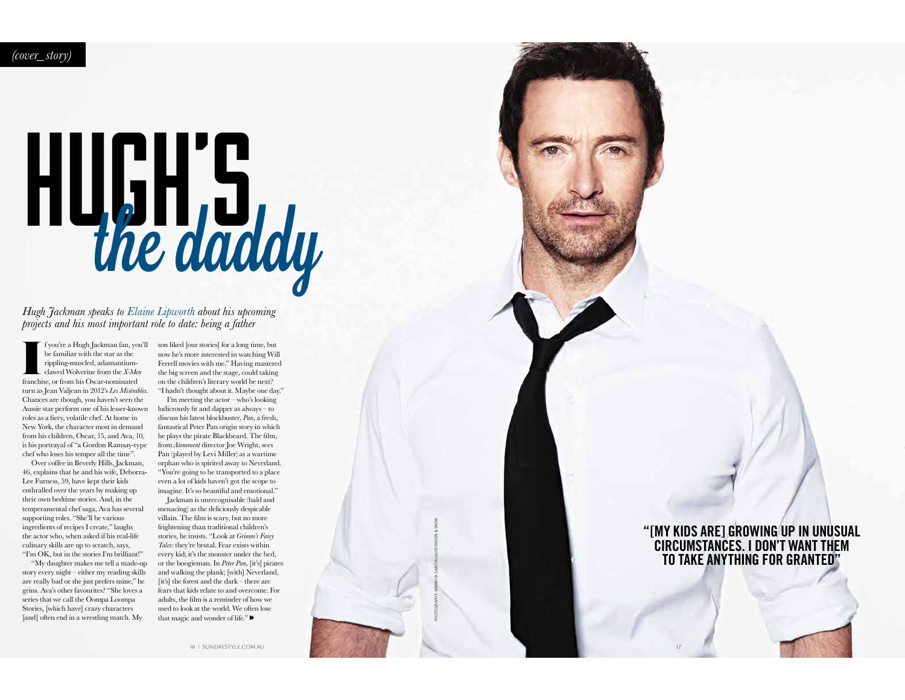*(cover_story)*

# HUGH'S *the daddy*

*Hugh Jackman speaks to Elaine Lipworth about his upcoming projects and his most important role to date: being a father*

If you're a Hugh Jackman fan, you'll be familiar with the star as the rippling-muscled, adamantium-clawed Wolverine from the *X-Men* franchise, or from his Oscar-nominated turn as Jean Valjean in 2012's *Les Misérables*. Chances are though, you haven't seen the Aussie star perform one of his lesser-known roles as a fiery, volatile chef. At home in New York, the character most in demand from his children, Oscar, 15, and Ava, 10, is his portrayal of "a Gordon Ramsay-type chef who loses his temper all the time".

Over coffee in Beverly Hills, Jackman, 46, explains that he and his wife, Deborra-Lee Furness, 59, have kept their kids enthralled over the years by making up their own bedtime stories. And, in the temperamental chef saga, Ava has several supporting roles. "She'll be various ingredients of recipes I create," laughs the actor who, when asked if his real-life culinary skills are up to scratch, says, "I'm OK, but in the stories I'm brilliant!"

"My daughter makes me tell a made-up story every night – either my reading skills are really bad or she just prefers mine," he grins. Ava's other favourites? "She loves a series that we call the Oompa Loompa Stories, [which have] crazy characters [and] often end in a wrestling match. My son liked [our stories] for a long time, but now he's more interested in watching Will Ferrell movies with me." Having mastered the big screen and the stage, could taking on the children's literary world be next? "I hadn't thought about it. Maybe one day."

I'm meeting the actor – who's looking ludicrously fit and dapper as always – to discuss his latest blockbuster, *Pan*, a fresh, fantastical Peter Pan origin story in which he plays the pirate Blackbeard. The film, from *Atonement* director Joe Wright, sees Pan (played by Levi Miller) as a wartime orphan who is spirited away to Neverland. "You're going to be transported to a place even a lot of kids haven't got the scope to imagine. It's so beautiful and emotional."

Jackman is unrecognisable (bald and menacing) as the deliciously despicable villain. The film is scary, but no more frightening than traditional children's stories, he insists. "Look at *Grimm's Fairy Tales*: they're brutal. Fear exists within every kid; it's the monster under the bed, or the boogieman. In *Peter Pan*, [it's] pirates and walking the plank; [with] Neverland, [it's] the forest and the dark – there are fears that kids relate to and overcome. For adults, the film is a reminder of how we used to look at the world. We often lose that magic and wonder of life." ▸

PHOTOGRAPHY: WARWICK SAINT/AUGUST/RAVEN & SNOW

**"[MY KIDS ARE] GROWING UP IN UNUSUAL CIRCUMSTANCES. I DON'T WANT THEM TO TAKE ANYTHING FOR GRANTED"**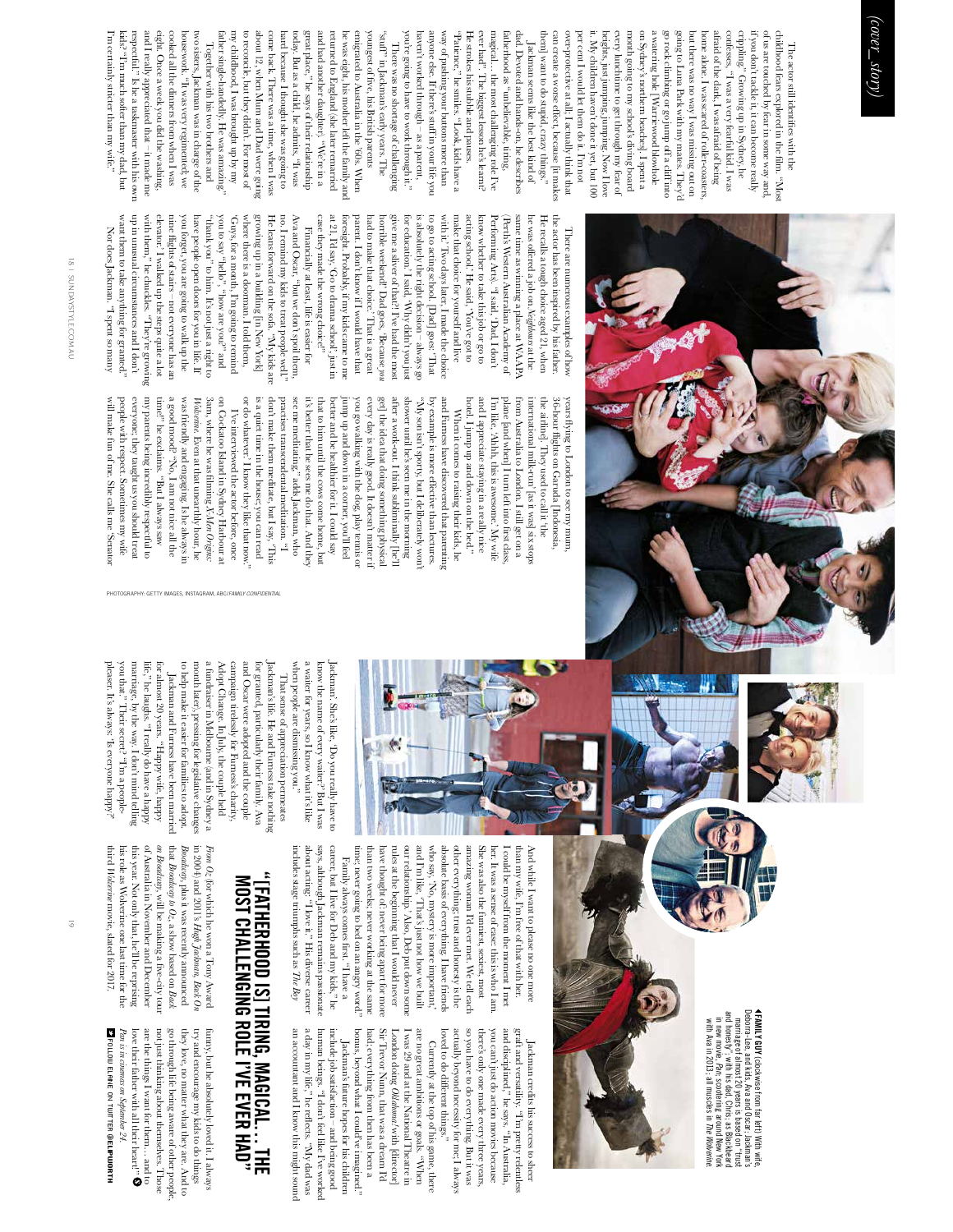The actor still identifies with the childhood fears explored in the film. "Most of us are touched by fear in some way and, if you don't tackle it, it can become really crippling." Growing up in Sydney, he confesses, "I was a very fearful kid. I was afraid of the dark. I was afraid of being home alone. I was scared of roller-coasters, but there was no way I was missing out on going to Luna Park with my mates. They'd go rock climbing or go jump off a cliff into a watering hole [Warriewood blowhole on Sydney's northern beaches]. I spent a month going to my school's diving board every lunchtime to get through my fear of heights, just jumping, jumping. Now I love it. My children haven't done it yet, but 100 per cent I would let them do it. I'm not over-protective at all. I actually think that can create a worse effect, because [it makes them] want to do stupid, crazy things."

Jackman seems like the best kind of dad. Devoted and hands-on, he describes fatherhood as "unbelievable, tiring, magical… the most challenging role I've ever had". The biggest lesson he's learnt? He strokes his stubble and pauses. "Patience," he smiles. "Look, kids have a way of pushing your buttons more than anyone else. If there's stuff in your life you haven't worked through – as a parent, you're going to have to work through it."

There was no shortage of challenging "stuff" in Jackman's early years. The youngest of five, his British parents emigrated to Australia in the '60s. When he was eight, his mother left the family and returned to England (she later remarried and had another daughter). "We're in a great place," he says of their relationship today. But as a child, he admits, "It was hard because I thought she was going to come back. There was a time, when I was about 12, when Mum and Dad were going to reconcile, but they didn't. For most of my childhood, I was brought up by my father single-handedly. He was amazing."

Together with his two brothers and two sisters, Jackman was in charge of the housework. "It was very regimented, we cooked all the dinners from when I was eight. Once a week you did the washing, and I really appreciated that – it made me respectful." Is he a taskmaster with his own kids? "I'm much softer than my dad, but I'm certainly stricter than my wife."

There are numerous examples of how the actor has been inspired by his father. He recalls a tough choice aged 21, when he was offered a job on *Neighbours* at the same time as winning a place at WAAPA (Perth's Western Australian Academy of Performing Arts). "I said, 'Dad, I don't know whether to take this job or go to acting school.' He said, 'You've got to make that choice for yourself and live with it.' Two days later, I made the choice to go to acting school. [Dad] goes, 'That is absolutely the right decision – always go for education.' I said, 'Why didn't you just give me a sliver of that? I've had the most horrible weekend!' Dad goes, 'Because *you* had to make that choice.' That is a great parent. I don't know if I would have that foresight. Probably, if my kids came to me at 21, I'd say, 'Go to drama school,' just in case they made the wrong choice!"

Financially at least, life is easier for Ava and Oscar, "but we don't spoil them, no. I remind my kids to treat people well." He leans forward on the sofa. "My kids are growing up in a building [in New York] where there is a doorman. I told them, 'Guys, for a month, I'm going to remind you to say "hello", "how are you?" and "thank you" to him. It's not just a right to have people open doors for you in life. If you forget, you are going to walk up the nine flights of stairs – not everyone has an elevator.' I walked up the steps quite a lot with them," he chuckles. "They're growing up in unusual circumstances and I don't want them to take anything for granted."

Nor does Jackman. "I spent so many years flying to London to see my mum, 36-hour flights on Garuda [Indonesia, the airline]. They used to call it 'the international milk-run' [as it was] six stops from Australia to London. I still get on a plane [and when] I turn left into first class, I'm like, 'Ahhh, this is awesome.' My wife and I appreciate staying in a really nice hotel. I jump up and down on the bed."

When it comes to raising their kids, he and Furness have discovered that parenting by example is more effective than lectures. "My son isn't sporty, but I deliberately won't shower until he's seen me in the morning after a work-out. I think subliminally [he'll get] the idea that doing something physical every day is really good. It doesn't matter if you go walking with the dog, play tennis or jump up and down in a corner, you'll feel better and be healthier for it. I could say that to him until the cows come home, but it's better that he sees me do that. And they see me meditating," adds Jackman, who practises transcendental meditation. "I don't make them meditate, but I say, 'This is a quiet time in the house; you can read or do whatever.' I know they like that now."

I've interviewed the actor before, once on Cockatoo Island in Sydney Harbour at 3am, where he was filming *X-Men Origins: Wolverine*. Even at that unearthly hour, he was friendly and engaging. Is he always in a good mood? "No, I am not nice all the time!" he exclaims. "But I always saw my parents being incredibly respectful to everyone; they taught us you should treat people with respect. Sometimes my wife will make fun of me. She calls me 'Senator Jackman'. She's like, 'Do you really have to know the name of every waiter?' But I was a waiter for years, so I know what it's like when people are dismissing you."

That sense of appreciation permeates Jackman's life. He and Furness take nothing for granted, particularly their family. Ava and Oscar were adopted and the couple campaign tirelessly for Furness's charity, Adopt Change. In July, the couple held a fundraiser in Melbourne (and in Sydney a month later), pressing for legislative changes to help make it easier for families to adopt.

Jackman and Furness have been married for almost 20 years. "Happy wife, happy life," he laughs. "I really do have a happy marriage, by the way. I don't mind telling you that." Their secret? "I'm a people-pleaser. It's always: 'Is everyone happy?' And while I want to please no one more than my wife, I'm free of that with her. I could be myself from the moment I met her. It was a sense of ease; this is who I am. She was also the funniest, sexiest, most amazing woman I'd ever met. We tell each other everything; trust and honesty is the absolute basis of everything. I have friends who say, 'No, mystery is more important,' and I'm like, 'That's just not how we built our relationship.' Also, Deb put down some rules at the beginning that I would never have thought of: never being apart for more than two weeks; never working at the same time; never going to bed on an angry word."

Family always comes first. "I have a career, but I live for Deb and my kids," he says, although Jackman remains passionate about acting: "I love it." His diverse career includes stage triumphs such as *The Boy From Oz* (for which he won a Tony Award in 2004) and 2011's *Hugh Jackman, Back On Broadway*, plus it was recently announced that *Broadway to Oz*, a show based on *Back on Broadway*, will be making a live-city tour of Australia in November and December this year. Not only that, he'll be reprising his role as Wolverine one last time for the third *Wolverine* movie, slated for 2017.

**◂FAMILY GUY** (clockwise from far left) With wife, Deborra-Lee, and kids, Ava and Oscar; Jackman's marriage of almost 20 years is based on "trust and honesty"; with his dad, Chris; as Blackbeard in new movie, *Pan*; scootering around New York with Ava in 2013; all muscles in *The Wolverine*.

PHOTOGRAPHY: GETTY IMAGES, INSTAGRAM, ABC/*FAMILY CONFIDENTIAL*

## "[FATHERHOOD IS] TIRING, MAGICAL… THE MOST CHALLENGING ROLE I'VE EVER HAD"

Jackman credits his success to sheer grit and versatility. "I'm pretty relentless and disciplined," he says. "In Australia, you can't just do action movies because there's only one made every three years, so you have to do everything. But it was actually beyond necessity for me; I always loved to do different things."

Currently at the top of his game, there are no great ambitions or goals. "When I was 29 and at the National Theatre in London doing *Oklahoma!* [with director] Sir Trevor Nunn, that was a dream I'd had; everything from then has been a bonus, beyond what I could've imagined."

Jackman's future hopes for his children include job satisfaction – and being good human beings. "I don't feel like I've worked a day in my life," he reflects. "My dad was an accountant and I know this might sound funny, but he absolutely loved it. I always try and encourage my kids to do things they love, no matter what they are. And to go through life being aware of other people, not just thinking about themselves. Those are the things I want for them… and to love their father with all their heart!"

*Pan is in cinemas on September 24.*

FOLLOW ELAINE ON TWITTER @ELIPUDIRTH